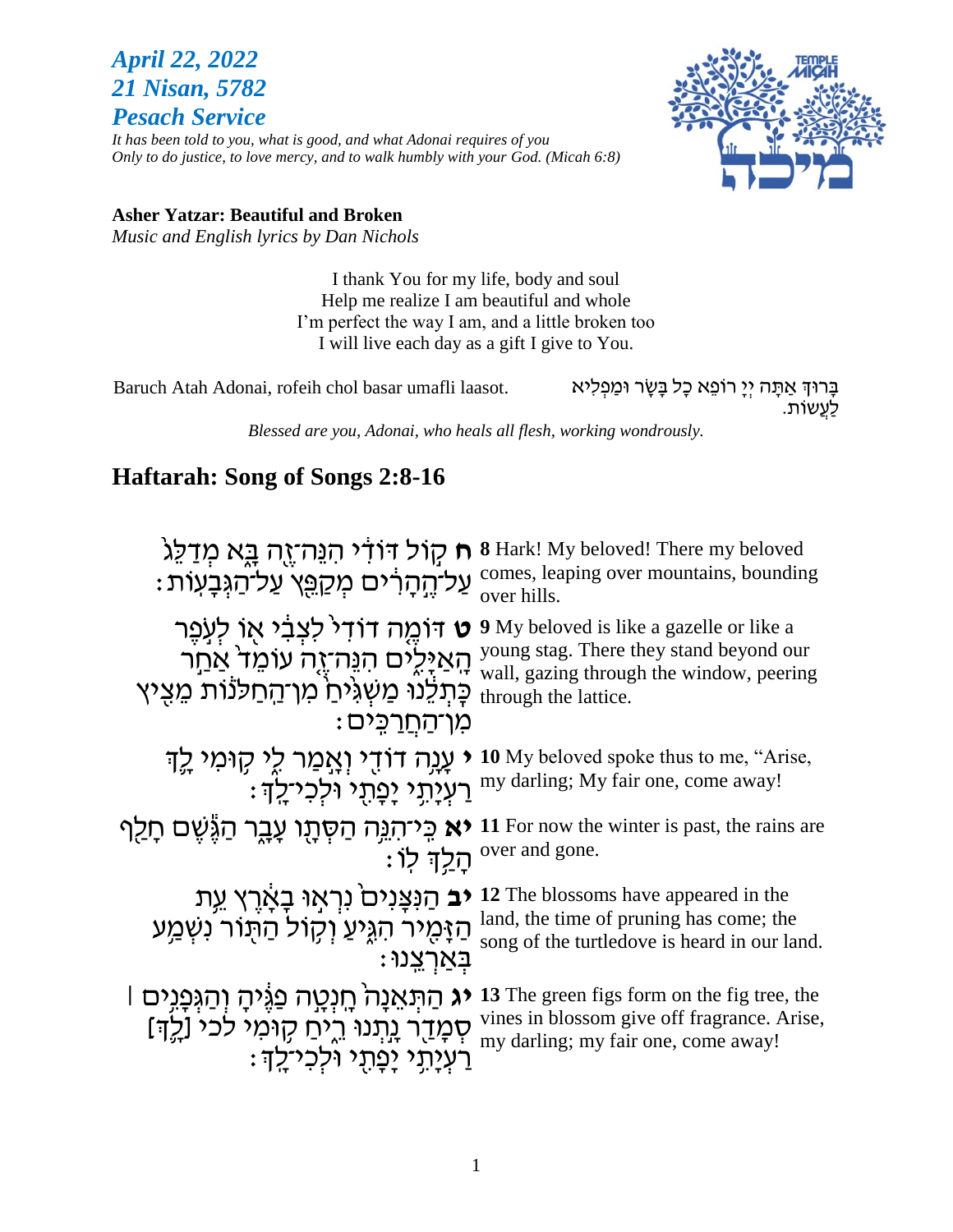***April 22, 2022***
***21 Nisan, 5782***
***Pesach Service***

*It has been told to you, what is good, and what Adonai requires of you*
*Only to do justice, to love mercy, and to walk humbly with your God. (Micah 6:8)*

**Asher Yatzar: Beautiful and Broken**
*Music and English lyrics by Dan Nichols*

I thank You for my life, body and soul
Help me realize I am beautiful and whole
I'm perfect the way I am, and a little broken too
I will live each day as a gift I give to You.

Baruch Atah Adonai, rofeih chol basar umafli laasot.

בָּרוּךְ אַתָּה יְיָ רוֹפֵא כָל בָּשָׂר וּמַפְלִיא לַעֲשׂוֹת.

*Blessed are you, Adonai, who heals all flesh, working wondrously.*

## Haftarah: Song of Songs 2:8-16

**ח** קוֹל דּוֹדִי הִנֵּה־זֶה בָּא מְדַלֵּג עַל־הֶהָרִים מְקַפֵּץ עַל־הַגְּבָעוֹת׃

**8** Hark! My beloved! There my beloved comes, leaping over mountains, bounding over hills.

**ט** דּוֹמֶה דוֹדִי לִצְבִי אוֹ לְעֹפֶר הָאַיָּלִים הִנֵּה־זֶה עוֹמֵד אַחַר כָּתְלֵנוּ מַשְׁגִּיחַ מִן־הַחַלֹּנוֹת מֵצִיץ מִן־הַחֲרַכִּים׃

**9** My beloved is like a gazelle or like a young stag. There they stand beyond our wall, gazing through the window, peering through the lattice.

**י** עָנָה דוֹדִי וְאָמַר לִי קוּמִי לָךְ רַעְיָתִי יָפָתִי וּלְכִי־לָךְ׃

**10** My beloved spoke thus to me, "Arise, my darling; My fair one, come away!

**יא** כִּי־הִנֵּה הַסְּתָו עָבָר הַגֶּשֶׁם חָלַף הָלַךְ לוֹ׃

**11** For now the winter is past, the rains are over and gone.

**יב** הַנִּצָּנִים נִרְאוּ בָאָרֶץ עֵת הַזָּמִיר הִגִּיעַ וְקוֹל הַתּוֹר נִשְׁמַע בְּאַרְצֵנוּ׃

**12** The blossoms have appeared in the land, the time of pruning has come; the song of the turtledove is heard in our land.

**יג** הַתְּאֵנָה חָנְטָה פַגֶּיהָ וְהַגְּפָנִים ׀ סְמָדַר נָתְנוּ רֵיחַ קוּמִי לכי [לָךְ] רַעְיָתִי יָפָתִי וּלְכִי־לָךְ׃

**13** The green figs form on the fig tree, the vines in blossom give off fragrance. Arise, my darling; my fair one, come away!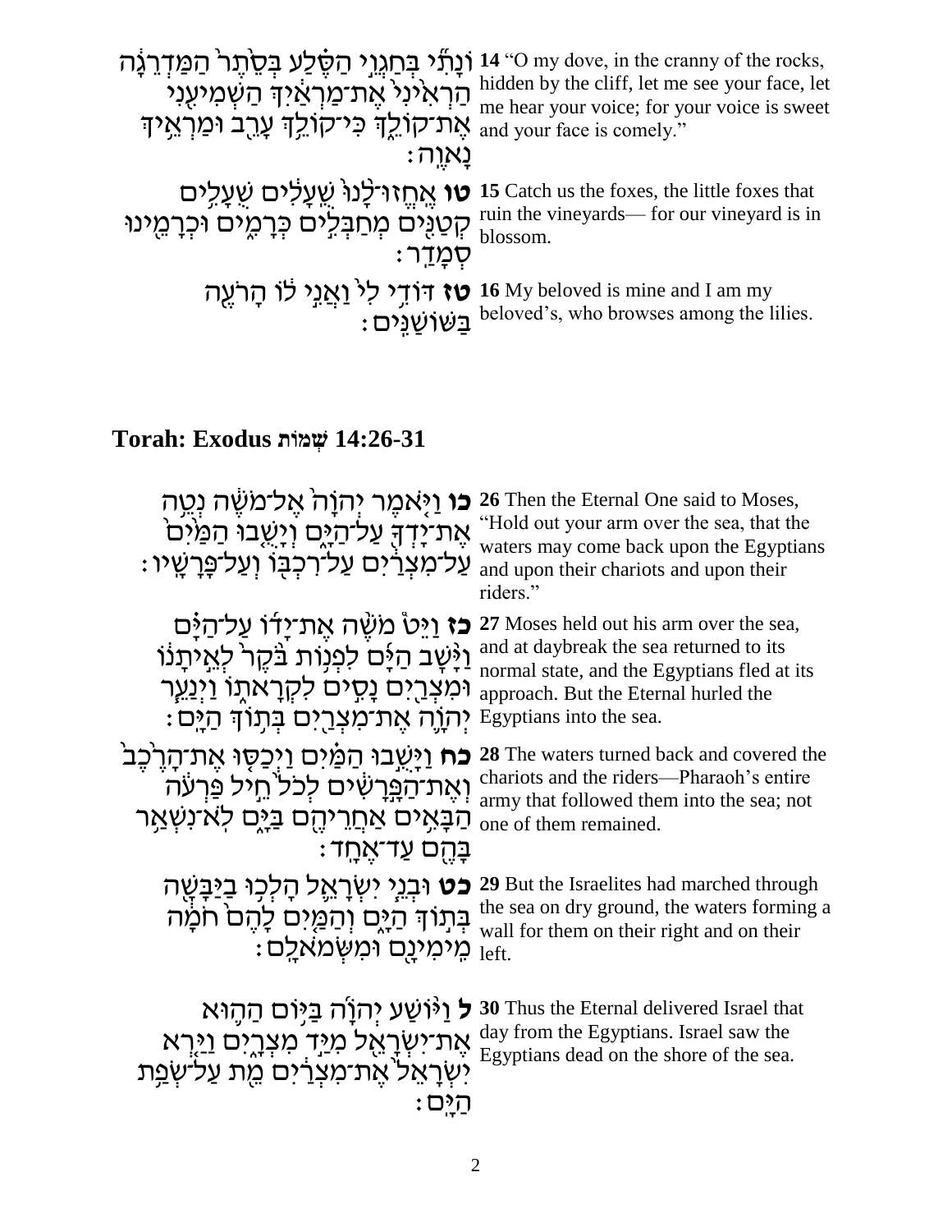| | |
|---|---|
| וְנָתִ֞י בְּחַגְוֵ֣י הַסֶּ֗לַע בְּסֵ֙תֶר֙ הַמַּדְרֵגָ֔ה הַרְאִ֙ינִי֙ אֶת־מַרְאַ֔יִךְ הַשְׁמִיעִ֖ינִי אֶת־קוֹלֵ֑ךְ כִּי־קוֹלֵ֥ךְ עָרֵ֖ב וּמַרְאֵ֥יךְ נָאוֶֽה׃ | **14** "O my dove, in the cranny of the rocks, hidden by the cliff, let me see your face, let me hear your voice; for your voice is sweet and your face is comely." |
| **טו** אֶֽחֱזוּ־לָ֙נוּ֙ שֻׁעָלִ֔ים שֻׁעָלִ֥ים קְטַנִּ֖ים מְחַבְּלִ֣ים כְּרָמִ֑ים וּכְרָמֵ֖ינוּ סְמָדַֽר׃ | **15** Catch us the foxes, the little foxes that ruin the vineyards— for our vineyard is in blossom. |
| **טז** דּוֹדִ֥י לִי֙ וַאֲנִ֣י ל֔וֹ הָרֹעֶ֖ה בַּשּׁוֹשַׁנִּֽים׃ | **16** My beloved is mine and I am my beloved's, who browses among the lilies. |

## Torah: Exodus שְׁמוֹת 14:26-31

| | |
|---|---|
| **כו** וַיֹּ֤אמֶר יְהוָה֙ אֶל־מֹשֶׁ֔ה נְטֵ֥ה אֶת־יָדְךָ֖ עַל־הַיָּ֑ם וְיָשֻׁ֤בוּ הַמַּ֙יִם֙ עַל־מִצְרַ֔יִם עַל־רִכְבּ֖וֹ וְעַל־פָּרָשָֽׁיו׃ | **26** Then the Eternal One said to Moses, "Hold out your arm over the sea, that the waters may come back upon the Egyptians and upon their chariots and upon their riders." |
| **כז** וַיֵּט֩ מֹשֶׁ֨ה אֶת־יָד֜וֹ עַל־הַיָּ֗ם וַיָּ֨שָׁב הַיָּ֜ם לִפְנ֥וֹת בֹּ֙קֶר֙ לְאֵ֣יתָנ֔וֹ וּמִצְרַ֖יִם נָסִ֣ים לִקְרָאת֑וֹ וַיְנַעֵ֧ר יְהוָ֛ה אֶת־מִצְרַ֖יִם בְּת֥וֹךְ הַיָּֽם׃ | **27** Moses held out his arm over the sea, and at daybreak the sea returned to its normal state, and the Egyptians fled at its approach. But the Eternal hurled the Egyptians into the sea. |
| **כח** וַיָּשֻׁ֣בוּ הַמַּ֗יִם וַיְכַסּ֤וּ אֶת־הָרֶ֙כֶב֙ וְאֶת־הַפָּ֣רָשִׁ֔ים לְכֹל֙ חֵ֣יל פַּרְעֹ֔ה הַבָּאִ֥ים אַחֲרֵיהֶ֖ם בַּיָּ֑ם לֹֽא־נִשְׁאַ֥ר בָּהֶ֖ם עַד־אֶחָֽד׃ | **28** The waters turned back and covered the chariots and the riders—Pharaoh's entire army that followed them into the sea; not one of them remained. |
| **כט** וּבְנֵ֧י יִשְׂרָאֵ֛ל הָלְכ֥וּ בַיַּבָּשָׁ֖ה בְּת֣וֹךְ הַיָּ֑ם וְהַמַּ֤יִם לָהֶם֙ חֹמָ֔ה מִֽימִינָ֖ם וּמִשְּׂמֹאלָֽם׃ | **29** But the Israelites had marched through the sea on dry ground, the waters forming a wall for them on their right and on their left. |
| **ל** וַיּ֨וֹשַׁע יְהוָ֜ה בַּיּ֥וֹם הַה֛וּא אֶת־יִשְׂרָאֵ֖ל מִיַּ֣ד מִצְרָ֑יִם וַיַּ֤רְא יִשְׂרָאֵל֙ אֶת־מִצְרַ֔יִם מֵ֖ת עַל־שְׂפַ֥ת הַיָּֽם׃ | **30** Thus the Eternal delivered Israel that day from the Egyptians. Israel saw the Egyptians dead on the shore of the sea. |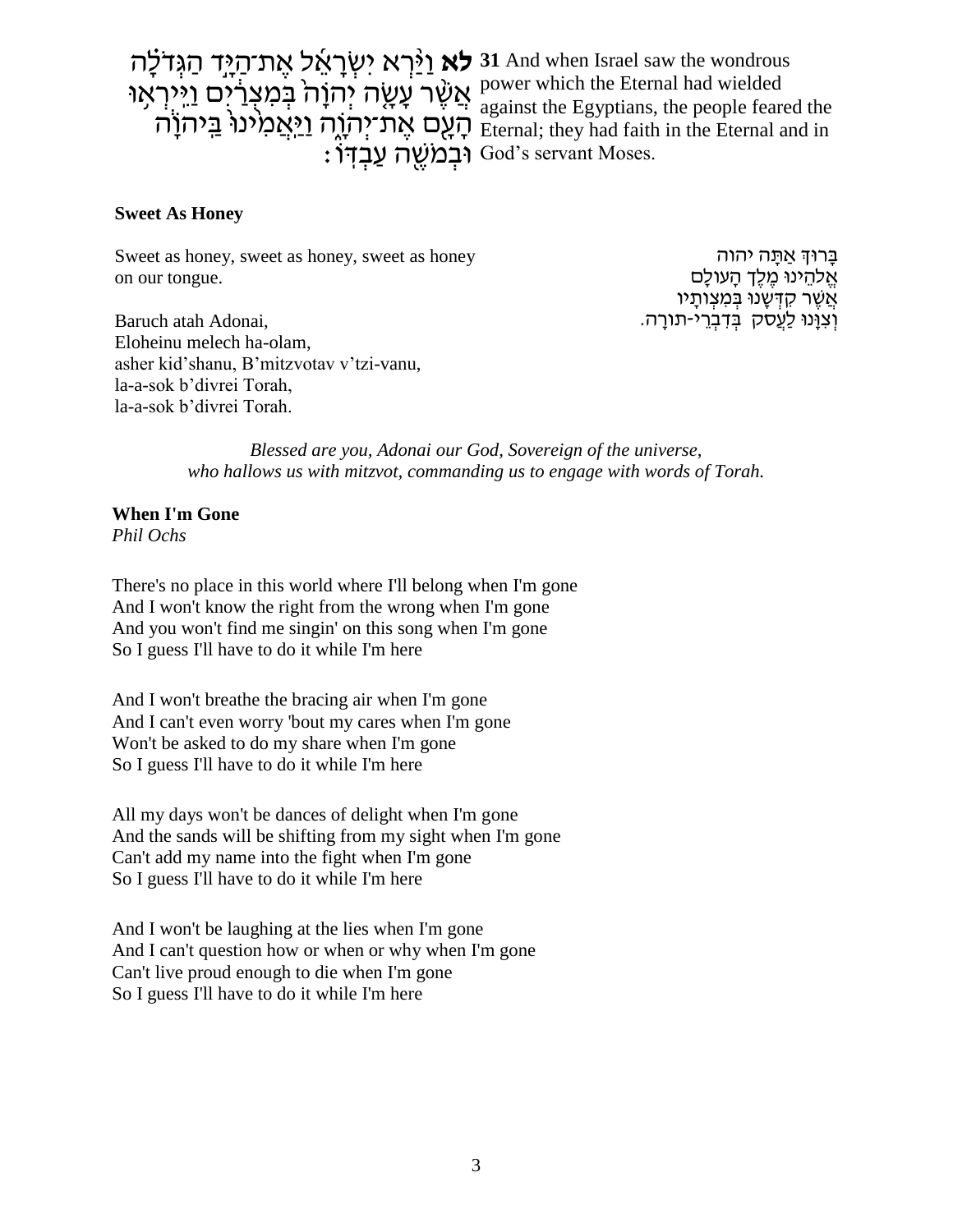**לא** וַיַּ֨רְא יִשְׂרָאֵ֜ל אֶת־הַיָּ֣ד הַגְּדֹלָ֗ה אֲשֶׁ֨ר עָשָׂ֤ה יְהוָה֙ בְּמִצְרַ֔יִם וַיִּֽירְא֥וּ הָעָ֖ם אֶת־יְהוָ֑ה וַיַּֽאֲמִ֙ינוּ֙ בַּֽיהוָ֔ה וּבְמֹשֶׁ֖ה עַבְדּֽוֹ׃

**31** And when Israel saw the wondrous power which the Eternal had wielded against the Egyptians, the people feared the Eternal; they had faith in the Eternal and in God's servant Moses.

**Sweet As Honey**

Sweet as honey, sweet as honey, sweet as honey on our tongue.

בָּרוּךְ אַתָּה יהוה
אֱלֹהֵינוּ מֶלֶךְ הָעוֹלָם
אֲשֶׁר קִדְּשָׁנוּ בְּמִצְוֹתָיו
וְצִוָּנוּ לַעֲסֹק בְּדִבְרֵי-תוֹרָה.

Baruch atah Adonai,
Eloheinu melech ha-olam,
asher kid'shanu, B'mitzvotav v'tzi-vanu,
la-a-sok b'divrei Torah,
la-a-sok b'divrei Torah.

*Blessed are you, Adonai our God, Sovereign of the universe,*
*who hallows us with mitzvot, commanding us to engage with words of Torah.*

**When I'm Gone**
*Phil Ochs*

There's no place in this world where I'll belong when I'm gone
And I won't know the right from the wrong when I'm gone
And you won't find me singin' on this song when I'm gone
So I guess I'll have to do it while I'm here

And I won't breathe the bracing air when I'm gone
And I can't even worry 'bout my cares when I'm gone
Won't be asked to do my share when I'm gone
So I guess I'll have to do it while I'm here

All my days won't be dances of delight when I'm gone
And the sands will be shifting from my sight when I'm gone
Can't add my name into the fight when I'm gone
So I guess I'll have to do it while I'm here

And I won't be laughing at the lies when I'm gone
And I can't question how or when or why when I'm gone
Can't live proud enough to die when I'm gone
So I guess I'll have to do it while I'm here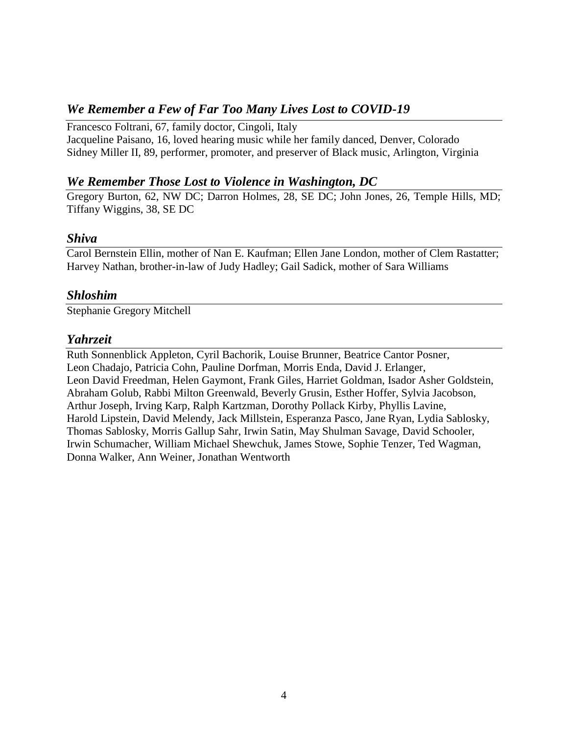## *We Remember a Few of Far Too Many Lives Lost to COVID-19*

Francesco Foltrani, 67, family doctor, Cingoli, Italy
Jacqueline Paisano, 16, loved hearing music while her family danced, Denver, Colorado
Sidney Miller II, 89, performer, promoter, and preserver of Black music, Arlington, Virginia

## *We Remember Those Lost to Violence in Washington, DC*

Gregory Burton, 62, NW DC; Darron Holmes, 28, SE DC; John Jones, 26, Temple Hills, MD; Tiffany Wiggins, 38, SE DC

## *Shiva*

Carol Bernstein Ellin, mother of Nan E. Kaufman; Ellen Jane London, mother of Clem Rastatter; Harvey Nathan, brother-in-law of Judy Hadley; Gail Sadick, mother of Sara Williams

## *Shloshim*

Stephanie Gregory Mitchell

## *Yahrzeit*

Ruth Sonnenblick Appleton, Cyril Bachorik, Louise Brunner, Beatrice Cantor Posner, Leon Chadajo, Patricia Cohn, Pauline Dorfman, Morris Enda, David J. Erlanger, Leon David Freedman, Helen Gaymont, Frank Giles, Harriet Goldman, Isador Asher Goldstein, Abraham Golub, Rabbi Milton Greenwald, Beverly Grusin, Esther Hoffer, Sylvia Jacobson, Arthur Joseph, Irving Karp, Ralph Kartzman, Dorothy Pollack Kirby, Phyllis Lavine, Harold Lipstein, David Melendy, Jack Millstein, Esperanza Pasco, Jane Ryan, Lydia Sablosky, Thomas Sablosky, Morris Gallup Sahr, Irwin Satin, May Shulman Savage, David Schooler, Irwin Schumacher, William Michael Shewchuk, James Stowe, Sophie Tenzer, Ted Wagman, Donna Walker, Ann Weiner, Jonathan Wentworth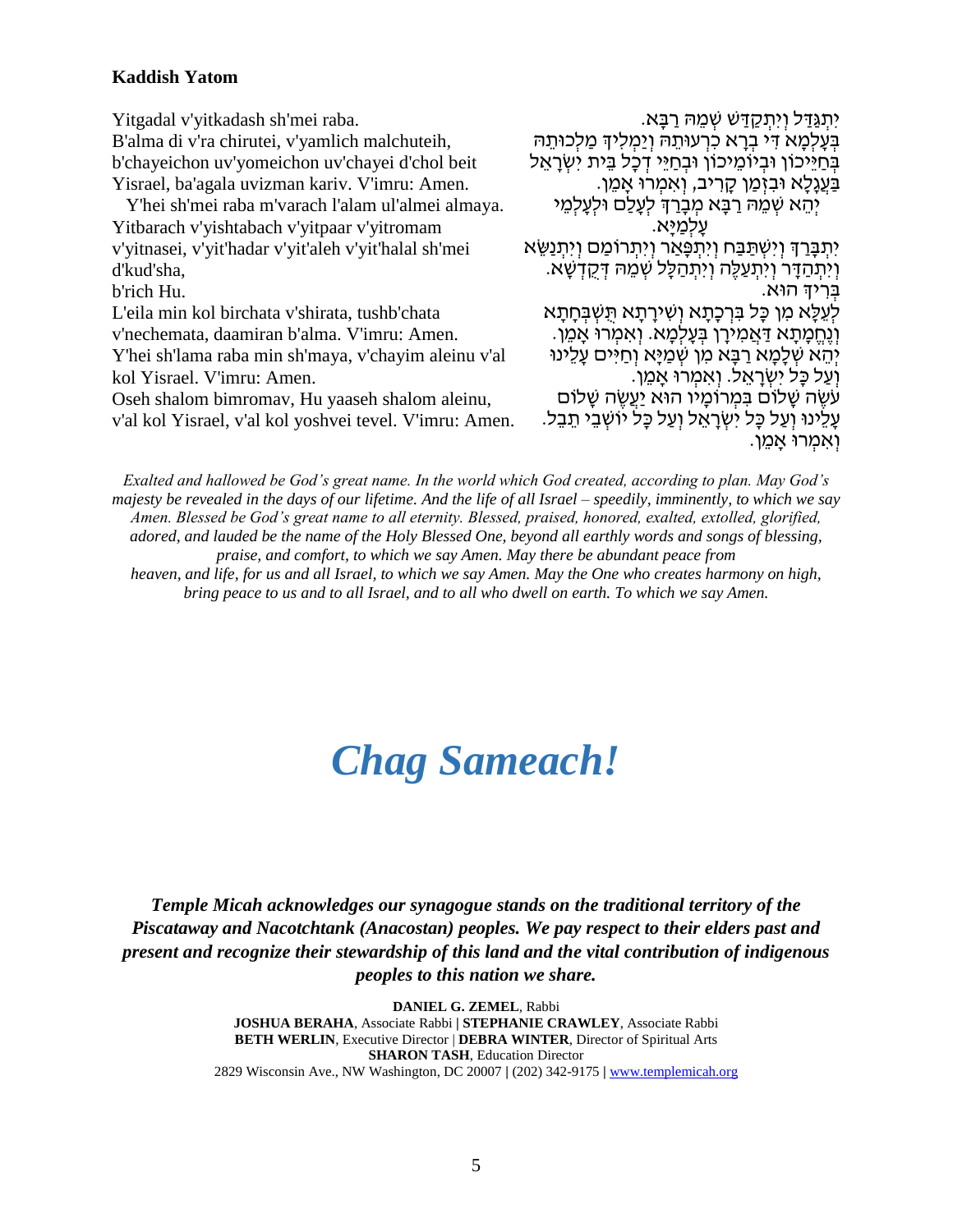**Kaddish Yatom**

Yitgadal v'yitkadash sh'mei raba.
B'alma di v'ra chirutei, v'yamlich malchuteih,
b'chayeichon uv'yomeichon uv'chayei d'chol beit Yisrael, ba'agala uvizman kariv. V'imru: Amen.
Y'hei sh'mei raba m'varach l'alam ul'almei almaya.
Yitbarach v'yishtabach v'yitpaar v'yitromam v'yitnasei, v'yit'hadar v'yit'aleh v'yit'halal sh'mei d'kud'sha,
b'rich Hu.
L'eila min kol birchata v'shirata, tushb'chata v'nechemata, daamiran b'alma. V'imru: Amen.
Y'hei sh'lama raba min sh'maya, v'chayim aleinu v'al kol Yisrael. V'imru: Amen.
Oseh shalom bimromav, Hu yaaseh shalom aleinu, v'al kol Yisrael, v'al kol yoshvei tevel. V'imru: Amen.

יִתְגַּדַּל וְיִתְקַדַּשׁ שְׁמֵהּ רַבָּא.
בְּעָלְמָא דִּי בְרָא כִרְעוּתֵהּ וְיַמְלִיךְ מַלְכוּתֵהּ
בְּחַיֵּיכוֹן וּבְיוֹמֵיכוֹן וּבְחַיֵּי דְכָל בֵּית יִשְׂרָאֵל
בַּעֲגָלָא וּבִזְמַן קָרִיב, וְאִמְרוּ אָמֵן.
יְהֵא שְׁמֵהּ רַבָּא מְבָרַךְ לְעָלַם וּלְעָלְמֵי
עָלְמַיָּא.
יִתְבָּרַךְ וְיִשְׁתַּבַּח וְיִתְפָּאַר וְיִתְרוֹמַם וְיִתְנַשֵּׂא
וְיִתְהַדָּר וְיִתְעַלֶּה וְיִתְהַלָּל שְׁמֵהּ דְּקֻדְשָׁא.
בְּרִיךְ הוּא.
לְעֵלָּא מִן כָּל בִּרְכָתָא וְשִׁירָתָא תֻּשְׁבְּחָתָא
וְנֶחֱמָתָא דַּאֲמִירָן בְּעָלְמָא. וְאִמְרוּ אָמֵן.
יְהֵא שְׁלָמָא רַבָּא מִן שְׁמַיָּא וְחַיִּים עָלֵינוּ
וְעַל כָּל יִשְׂרָאֵל. וְאִמְרוּ אָמֵן.
עֹשֶׂה שָׁלוֹם בִּמְרוֹמָיו הוּא יַעֲשֶׂה שָׁלוֹם
עָלֵינוּ וְעַל כָּל יִשְׂרָאֵל וְעַל כָּל יוֹשְׁבֵי תֵבֵל.
וְאִמְרוּ אָמֵן.

*Exalted and hallowed be God's great name. In the world which God created, according to plan. May God's majesty be revealed in the days of our lifetime. And the life of all Israel – speedily, imminently, to which we say Amen. Blessed be God's great name to all eternity. Blessed, praised, honored, exalted, extolled, glorified, adored, and lauded be the name of the Holy Blessed One, beyond all earthly words and songs of blessing, praise, and comfort, to which we say Amen. May there be abundant peace from heaven, and life, for us and all Israel, to which we say Amen. May the One who creates harmony on high, bring peace to us and to all Israel, and to all who dwell on earth. To which we say Amen.*

# *Chag Sameach!*

***Temple Micah acknowledges our synagogue stands on the traditional territory of the Piscataway and Nacotchtank (Anacostan) peoples. We pay respect to their elders past and present and recognize their stewardship of this land and the vital contribution of indigenous peoples to this nation we share.***

**DANIEL G. ZEMEL**, Rabbi
**JOSHUA BERAHA**, Associate Rabbi | **STEPHANIE CRAWLEY**, Associate Rabbi
**BETH WERLIN**, Executive Director | **DEBRA WINTER**, Director of Spiritual Arts
**SHARON TASH**, Education Director
2829 Wisconsin Ave., NW Washington, DC 20007 | (202) 342-9175 | www.templemicah.org